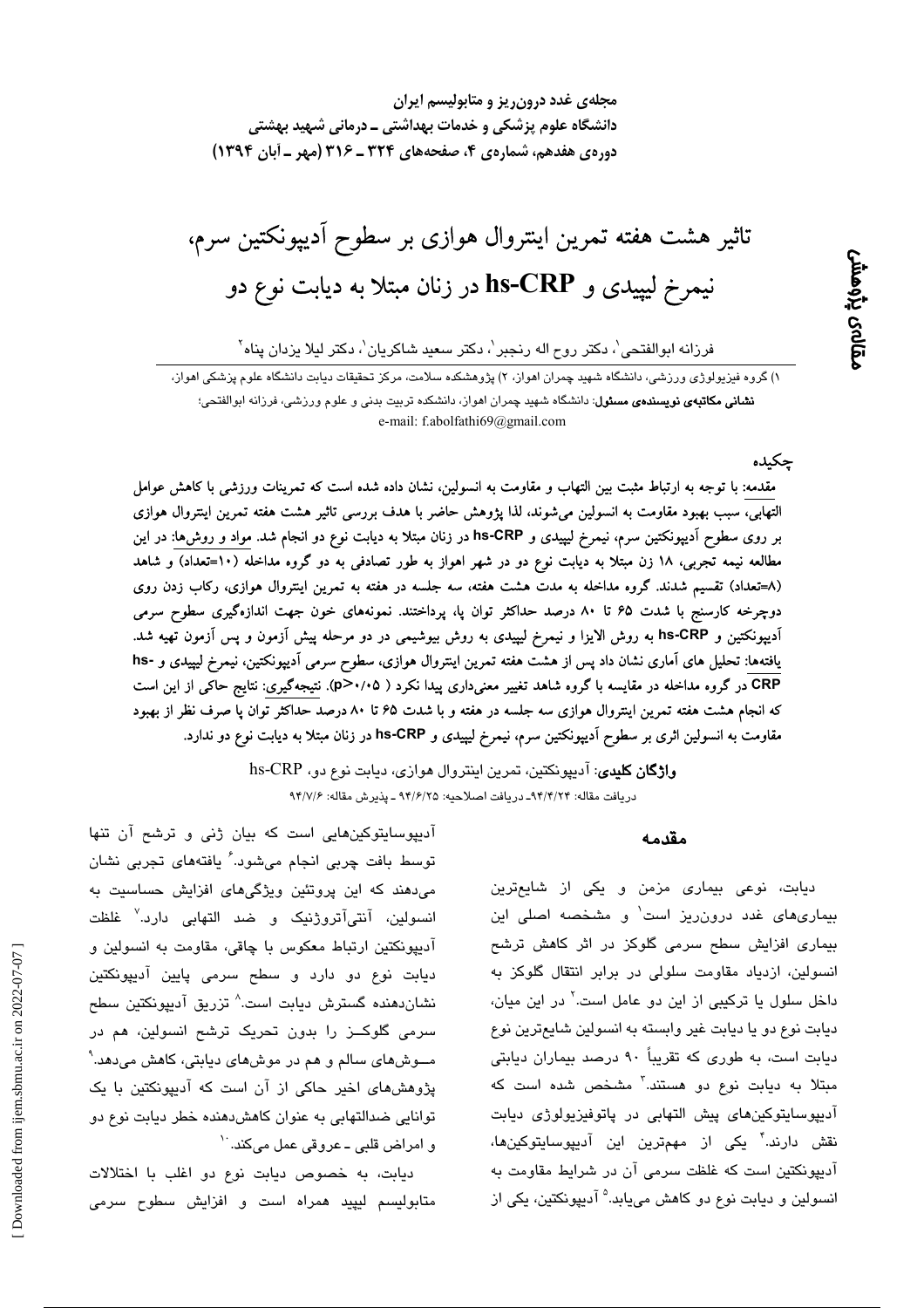مجله‌ی غدد درون‌ریز و متابولیسم ایران
دانشگاه علوم پزشکی و خدمات بهداشتی ـ درمانی شهید بهشتی
دوره‌ی هفدهم، شماره‌ی ۴، صفحه‌های ۳۲۴ ـ ۳۱۶ (مهر ـ آبان ۱۳۹۴)

مقاله‌ی پژوهشی

# تاثیر هشت هفته تمرین اینتروال هوازی بر سطوح آدیپونکتین سرم، نیمرخ لیپیدی و hs-CRP در زنان مبتلا به دیابت نوع دو

فرزانه ابوالفتحی[۱]، دکتر روح اله رنجبر[۱]، دکتر سعید شاکریان[۱]، دکتر لیلا یزدان پناه[۲]

۱) گروه فیزیولوژی ورزشی، دانشگاه شهید چمران اهواز، ۲) پژوهشکده سلامت، مرکز تحقیقات دیابت دانشگاه علوم پزشکی اهواز،
**نشانی مکاتبه‌ی نویسنده‌ی مسئول**: دانشگاه شهید چمران اهواز، دانشکده تربیت بدنی و علوم ورزشی، فرزانه ابوالفتحی؛
e-mail: f.abolfathi69@gmail.com

## چکیده

مقدمه: با توجه به ارتباط مثبت بین التهاب و مقاومت به انسولین، نشان داده شده است که تمرینات ورزشی با کاهش عوامل التهابی، سبب بهبود مقاومت به انسولین می‌شوند، لذا پژوهش حاضر با هدف بررسی تاثیر هشت هفته تمرین اینتروال هوازی بر روی سطوح آدیپونکتین سرم، نیمرخ لیپیدی و hs-CRP در زنان مبتلا به دیابت نوع دو انجام شد. مواد و روش‌ها: در این مطالعه نیمه تجربی، ۱۸ زن مبتلا به دیابت نوع دو در شهر اهواز به طور تصادفی به دو گروه مداخله (۱۰=تعداد) و شاهد (۸=تعداد) تقسیم شدند. گروه مداخله به مدت هشت هفته، سه جلسه در هفته به تمرین اینتروال هوازی، رکاب زدن روی دوچرخه کارسنج با شدت ۶۵ تا ۸۰ درصد حداکثر توان پا، پرداختند. نمونه‌های خون جهت اندازه‌گیری سطوح سرمی آدیپونکتین و hs-CRP به روش الایزا و نیمرخ لیپیدی به روش بیوشیمی در دو مرحله پیش آزمون و پس آزمون تهیه شد. یافته‌ها: تحلیل های آماری نشان داد پس از هشت هفته تمرین اینتروال هوازی، سطوح سرمی آدیپونکتین، نیمرخ لیپیدی و hs-CRP در گروه مداخله در مقایسه با گروه شاهد تغییر معنی‌داری پیدا نکرد ($p>0.05$). نتیجه‌گیری: نتایج حاکی از این است که انجام هشت هفته تمرین اینتروال هوازی سه جلسه در هفته و با شدت ۶۵ تا ۸۰ درصد حداکثر توان پا صرف نظر از بهبود مقاومت به انسولین اثری بر سطوح آدیپونکتین سرم، نیمرخ لیپیدی و hs-CRP در زنان مبتلا به دیابت نوع دو ندارد.

**واژگان کلیدی**: آدیپونکتین، تمرین اینتروال هوازی، دیابت نوع دو، hs-CRP

دریافت مقاله: ۹۴/۴/۲۴ـ دریافت اصلاحیه: ۹۴/۶/۲۵ ـ پذیرش مقاله: ۹۴/۷/۶

## مقدمه

دیابت، نوعی بیماری مزمن و یکی از شایع‌ترین بیماری‌های غدد درون‌ریز است[۱] و مشخصه اصلی این بیماری افزایش سطح سرمی گلوکز در اثر کاهش ترشح انسولین، ازدیاد مقاومت سلولی در برابر انتقال گلوکز به داخل سلول یا ترکیبی از این دو عامل است.[۲] در این میان، دیابت نوع دو یا دیابت غیر وابسته به انسولین شایع‌ترین نوع دیابت است، به طوری که تقریباً ۹۰ درصد بیماران دیابتی مبتلا به دیابت نوع دو هستند.[۳] مشخص شده است که آدیپوسایتوکین‌های پیش التهابی در پاتوفیزیولوژی دیابت نقش دارند.[۴] یکی از مهم‌ترین این آدیپوسایتوکین‌ها، آدیپونکتین است که غلظت سرمی آن در شرایط مقاومت به انسولین و دیابت نوع دو کاهش می‌یابد.[۵] آدیپونکتین، یکی از آدیپوسایتوکین‌هایی است که بیان ژنی و ترشح آن تنها توسط بافت چربی انجام می‌شود.[۶] یافته‌های تجربی نشان می‌دهند که این پروتئین ویژگی‌های افزایش حساسیت به انسولین، آنتی‌آتروژنیک و ضد التهابی دارد.[۷] غلظت آدیپونکتین ارتباط معکوس با چاقی، مقاومت به انسولین و دیابت نوع دو دارد و سطح سرمی پایین آدیپونکتین نشان‌دهنده گسترش دیابت است.[۸] تزریق آدیپونکتین سطح سرمی گلوکز را بدون تحریک ترشح انسولین، هم در موش‌های سالم و هم در موش‌های دیابتی، کاهش می‌دهد.[۹] پژوهش‌های اخیر حاکی از آن است که آدیپونکتین با یک توانایی ضدالتهابی به عنوان کاهش‌دهنده خطر دیابت نوع دو و امراض قلبی ـ عروقی عمل می‌کند.[۱۰]

دیابت، به خصوص دیابت نوع دو اغلب با اختلالات متابولیسم لیپید همراه است و افزایش سطوح سرمی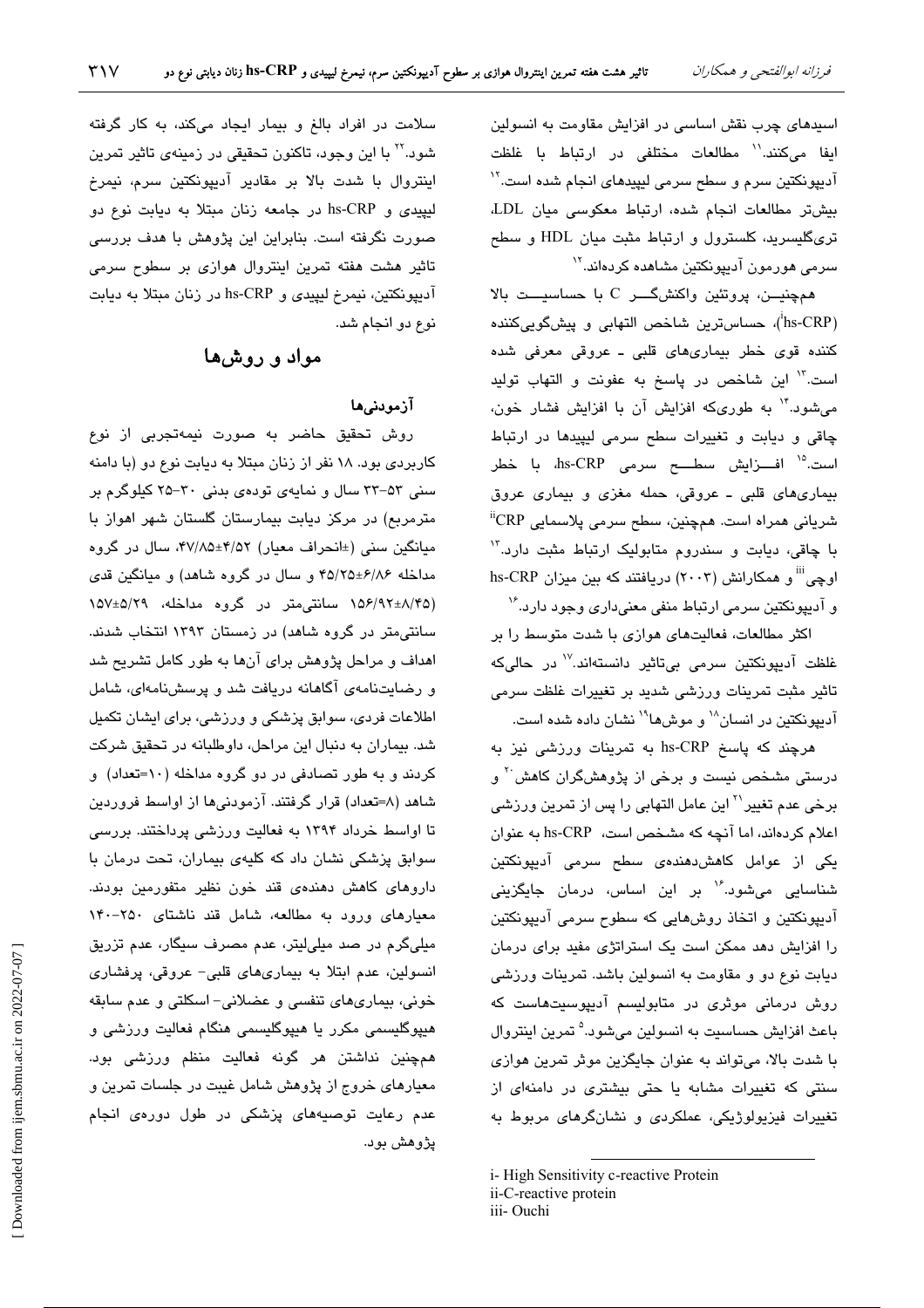اسیدهای چرب نقش اساسی در افزایش مقاومت به انسولین ایفا می‌کنند.[11] مطالعات مختلفی در ارتباط با غلظت آدیپونکتین سرم و سطح سرمی لیپیدهای انجام شده است.[12] بیش‌تر مطالعات انجام شده، ارتباط معکوسی میان LDL، تری‌گلیسرید، کلسترول و ارتباط مثبت میان HDL و سطح سرمی هورمون آدیپونکتین مشاهده کرده‌اند.[12]

همچنین، پروتئین واکنشگر C با حساسیت بالا (hs-CRP[i])، حساس‌ترین شاخص التهابی و پیش‌گویی‌کننده کننده قوی خطر بیماری‌های قلبی ـ عروقی معرفی شده است.[13] این شاخص در پاسخ به عفونت و التهاب تولید می‌شود.[14] به طوری‌که افزایش آن با افزایش فشار خون، چاقی و دیابت و تغییرات سطح سرمی لیپیدها در ارتباط است.[15] افزایش سطح سرمی hs-CRP، با خطر بیماری‌های قلبی ـ عروقی، حمله مغزی و بیماری عروق شریانی همراه است. همچنین، سطح سرمی پلاسمایی CRP[ii] با چاقی، دیابت و سندروم متابولیک ارتباط مثبت دارد.[13] اوچی[iii] و همکارانش (۲۰۰۳) دریافتند که بین میزان hs-CRP و آدیپونکتین سرمی ارتباط منفی معنی‌داری وجود دارد.[16]

اکثر مطالعات، فعالیت‌های هوازی با شدت متوسط را بر غلظت آدیپونکتین سرمی بی‌تاثیر دانسته‌اند.[17] در حالی‌که تاثیر مثبت تمرینات ورزشی شدید بر تغییرات غلظت سرمی آدیپونکتین در انسان[18] و موش‌ها[19] نشان داده شده است.

هرچند که پاسخ hs-CRP به تمرینات ورزشی نیز به درستی مشخص نیست و برخی از پژوهشگران کاهش[20] و برخی عدم تغییر[21] این عامل التهابی را پس از تمرین ورزشی اعلام کرده‌اند، اما آنچه که مشخص است، hs-CRP به عنوان یکی از عوامل کاهش‌دهنده‌ی سطح سرمی آدیپونکتین شناسایی می‌شود.[16] بر این اساس، درمان جایگزینی آدیپونکتین و اتخاذ روش‌هایی که سطوح سرمی آدیپونکتین را افزایش دهد ممکن است یک استراتژی مفید برای درمان دیابت نوع دو و مقاومت به انسولین باشد. تمرینات ورزشی روش درمانی موثری در متابولیسم آدیپوسیت‌هاست که باعث افزایش حساسیت به انسولین می‌شود.[5] تمرین اینتروال با شدت بالا، می‌تواند به عنوان جایگزین موثر تمرین هوازی سنتی که تغییرات مشابه یا حتی بیشتری در دامنه‌ای از تغییرات فیزیولوژیکی، عملکردی و نشانگرهای مربوط به سلامت در افراد بالغ و بیمار ایجاد می‌کند، به کار گرفته شود.[22] با این وجود، تاکنون تحقیقی در زمینه‌ی تاثیر تمرین اینتروال با شدت بالا بر مقادیر آدیپونکتین سرم، نیمرخ لیپیدی و hs-CRP در جامعه زنان مبتلا به دیابت نوع دو صورت نگرفته است. بنابراین این پژوهش با هدف بررسی تاثیر هشت هفته تمرین اینتروال هوازی بر سطوح سرمی آدیپونکتین، نیمرخ لیپیدی و hs-CRP در زنان مبتلا به دیابت نوع دو انجام شد.

## مواد و روش‌ها

### آزمودنی‌ها

روش تحقیق حاضر به صورت نیمه‌تجربی از نوع کاربردی بود. ۱۸ نفر از زنان مبتلا به دیابت نوع دو (با دامنه سنی ۳۳-۵۳ سال و نمایه‌ی توده‌ی بدنی ۳۰-۲۵ کیلوگرم بر مترمربع) در مرکز دیابت بیمارستان گلستان شهر اهواز با میانگین سنی (±انحراف معیار) ۴/۵۲±۴۷/۸۵، سال در گروه مداخله ۶/۸۶±۴۵/۲۵ و سال در گروه شاهد) و میانگین قدی (۸/۴۵±۱۵۶/۹۲ سانتی‌متر در گروه مداخله، ۵/۲۹±۱۵۷ سانتی‌متر در گروه شاهد) در زمستان ۱۳۹۳ انتخاب شدند. اهداف و مراحل پژوهش برای آن‌ها به طور کامل تشریح شد و رضایت‌نامه‌ی آگاهانه دریافت شد و پرسش‌نامه‌ای، شامل اطلاعات فردی، سوابق پزشکی و ورزشی، برای ایشان تکمیل شد. بیماران به دنبال این مراحل، داوطلبانه در تحقیق شرکت کردند و به طور تصادفی در دو گروه مداخله (۱۰=تعداد) و شاهد (۸=تعداد) قرار گرفتند. آزمودنی‌ها از اواسط فروردین تا اواسط خرداد ۱۳۹۴ به فعالیت ورزشی پرداختند. بررسی سوابق پزشکی نشان داد که کلیه‌ی بیماران، تحت درمان با داروهای کاهش دهنده‌ی قند خون نظیر متفورمین بودند. معیارهای ورود به مطالعه، شامل قند ناشتای ۲۵۰-۱۴۰ میلی‌گرم در صد میلی‌لیتر، عدم مصرف سیگار، عدم تزریق انسولین، عدم ابتلا به بیماری‌های قلبی- عروقی، پرفشاری خونی، بیماری‌های تنفسی و عضلانی- اسکلتی و عدم سابقه هیپوگلیسمی مکرر یا هیپوگلیسمی هنگام فعالیت ورزشی و همچنین نداشتن هر گونه فعالیت منظم ورزشی بود. معیارهای خروج از پژوهش شامل غیبت در جلسات تمرین و عدم رعایت توصیه‌های پزشکی در طول دوره‌ی انجام پژوهش بود.

---

i- High Sensitivity c-reactive Protein
ii-C-reactive protein
iii- Ouchi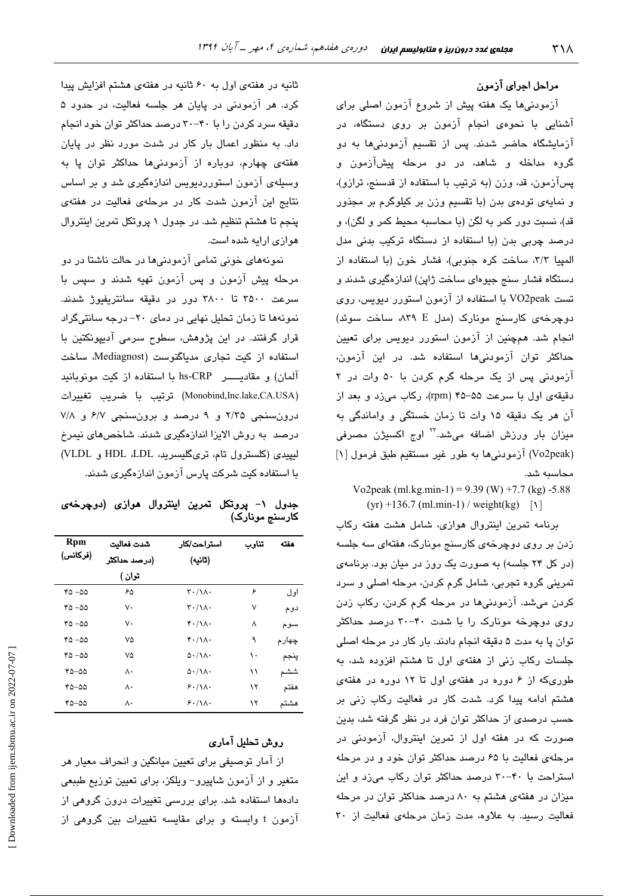### مراحل اجرای آزمون

آزمودنی‌ها یک هفته پیش از شروع آزمون اصلی برای آشنایی با نحوه‌ی انجام آزمون بر روی دستگاه، در آزمایشگاه حاضر شدند. پس از تقسیم آزمودنی‌ها به دو گروه مداخله و شاهد، در دو مرحله پیش‌آزمون و پس‌آزمون، قد، وزن (به ترتیب با استفاده از قدسنج، ترازو)، و نمایه‌ی توده‌ی بدن (با تقسیم وزن بر کیلوگرم بر مجذور قد)، نسبت دور کمر به لگن (با محاسبه محیط کمر و لگن)، و درصد چربی بدن (با استفاده از دستگاه ترکیب بدنی مدل المپیا ۳/۳، ساخت کره جنوبی)، فشار خون (با استفاده از دستگاه فشار سنج جیوه‌ای ساخت ژاپن) اندازه‌گیری شدند و تست VO2peak با استفاده از آزمون استورر دیویس، روی دوچرخه‌ی کارسنج مونارک (مدل E ۸۳۹، ساخت سوئد) انجام شد. همچنین از آزمون استورر دیویس برای تعیین حداکثر توان آزمودنی‌ها استفاده شد. در این آزمون، آزمودنی پس از یک مرحله گرم کردن با ۵۰ وات در ۲ دقیقه‌ی اول با سرعت ۵۵-۴۵ (rpm)، رکاب می‌زد و بعد از آن هر یک دقیقه ۱۵ وات تا زمان خستگی و واماندگی به میزان بار ورزش اضافه می‌شد.[۲۳] اوج اکسیژن مصرفی (Vo2peak) آزمودنی‌ها به طور غیر مستقیم طبق فرمول [۱] محاسبه شد.

Vo2peak (ml.kg.min-1) = 9.39 (W) +7.7 (kg) -5.88 (yr) +136.7 (ml.min-1) / weight(kg)   [۱]

برنامه تمرین اینتروال هوازی، شامل هشت هفته رکاب زدن بر روی دوچرخه‌ی کارسنج مونارک، هفته‌ای سه جلسه (در کل ۲۴ جلسه) به صورت یک روز در میان بود. برنامه‌ی تمرینی گروه تجربی، شامل گرم کردن، مرحله اصلی و سرد کردن می‌شد. آزمودنی‌ها در مرحله گرم کردن، رکاب زدن روی دوچرخه مونارک را با شدت ۴۰-۳۰ درصد حداکثر توان پا به مدت ۵ دقیقه انجام دادند. بار کار در مرحله اصلی جلسات رکاب زنی از هفته‌ی اول تا هشتم افزوده شد، به طوری‌که از ۶ دوره در هفته‌ی اول تا ۱۲ دوره در هفته‌ی هشتم ادامه پیدا کرد. شدت کار در فعالیت رکاب زنی بر حسب درصدی از حداکثر توان فرد در نظر گرفته شد، بدین صورت که در هفته اول از تمرین اینتروال، آزمودنی در مرحله‌ی فعالیت با ۶۵ درصد حداکثر توان خود و در مرحله استراحت با ۴۰-۳۰ درصد حداکثر توان رکاب می‌زد و این میزان در هفته‌ی هشتم به ۸۰ درصد حداکثر توان در مرحله فعالیت رسید. به علاوه، مدت زمان مرحله‌ی فعالیت از ۳۰ ثانیه در هفته‌ی اول به ۶۰ ثانیه در هفته‌ی هشتم افزایش پیدا کرد. هر آزمودنی در پایان هر جلسه فعالیت، در حدود ۵ دقیقه سرد کردن را با ۴۰-۳۰ درصد حداکثر توان خود انجام داد. به منظور اعمال بار کار در شدت مورد نظر در پایان هفته‌ی چهارم، دوباره از آزمودنی‌ها حداکثر توان پا به وسیله‌ی آزمون استوردیویس اندازه‌گیری شد و بر اساس نتایج این آزمون شدت کار در مرحله‌ی فعالیت در هفته‌ی پنجم تا هشتم تنظیم شد. در جدول ۱ پروتکل تمرین اینتروال هوازی ارایه شده است.

نمونه‌های خونی تمامی آزمودنی‌ها در حالت ناشتا در دو مرحله پیش آزمون و پس آزمون تهیه شدند و سپس با سرعت ۳۵۰۰ تا ۳۸۰۰ دور در دقیقه سانتریفیوژ شدند. نمونه‌ها تا زمان تحلیل نهایی در دمای ۲۰- درجه سانتی‌گراد قرار گرفتند. در این پژوهش، سطوح سرمی آدیپونکتین با استفاده از کیت تجاری مدیاگنوست (Mediagnost، ساخت آلمان) و مقادیر hs-CRP با استفاده از کیت مونوباند (Monobind,Inc.lake,CA.USA) ترتیب با ضریب تغییرات درون‌سنجی ۲/۳۵ و ۹ درصد و برون‌سنجی ۶/۷ و ۷/۸ درصد به روش الایزا اندازه‌گیری شدند. شاخص‌های نیمرخ لیپیدی (کلسترول تام، تری‌گلیسرید، LDL، HDL و VLDL) با استفاده کیت شرکت پارس آزمون اندازه‌گیری شدند.

**جدول ۱- پروتکل تمرین اینتروال هوازی (دوچرخه‌ی کارسنج مونارک)**

| هفته | تناوب | استراحت/کار (ثانیه) | شدت فعالیت (درصد حداکثر توان) | Rpm (فرکانس) |
|---|---|---|---|---|
| اول | ۶ | ۳۰/۱۸۰ | ۶۵ | ۵۵- ۴۵ |
| دوم | ۷ | ۳۰/۱۸۰ | ۷۰ | ۵۵- ۴۵ |
| سوم | ۸ | ۴۰/۱۸۰ | ۷۰ | ۵۵- ۴۵ |
| چهارم | ۹ | ۴۰/۱۸۰ | ۷۵ | ۵۵- ۴۵ |
| پنجم | ۱۰ | ۵۰/۱۸۰ | ۷۵ | ۵۵- ۴۵ |
| ششم | ۱۱ | ۵۰/۱۸۰ | ۸۰ | ۵۵-۴۵ |
| هفتم | ۱۲ | ۶۰/۱۸۰ | ۸۰ | ۵۵-۴۵ |
| هشتم | ۱۲ | ۶۰/۱۸۰ | ۸۰ | ۵۵-۴۵ |

### روش تحلیل آماری

از آمار توصیفی برای تعیین میانگین و انحراف معیار هر متغیر و از آزمون شاپیرو- ویلکز، برای تعیین توزیع طبیعی داده‌ها استفاده شد. برای بررسی تغییرات درون گروهی از آزمون t وابسته و برای مقایسه تغییرات بین گروهی از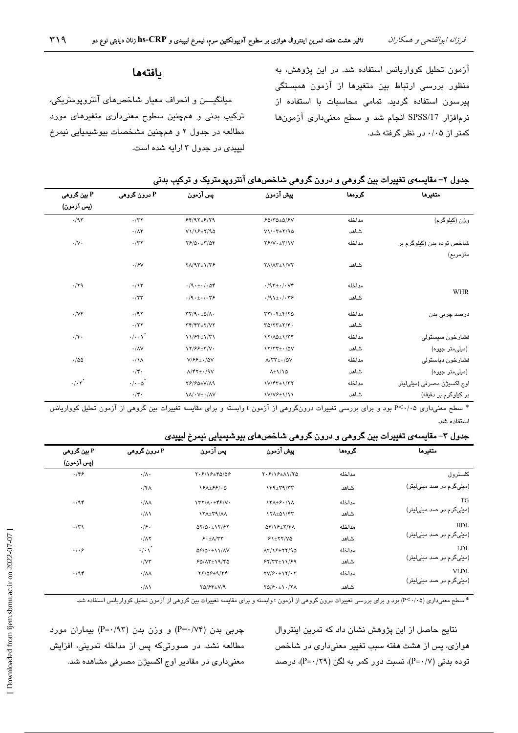آزمون تحلیل کوواریانس استفاده شد. در این پژوهش، به منظور بررسی ارتباط بین متغیرها از آزمون همبستگی پیرسون استفاده گردید. تمامی محاسبات با استفاده از نرم‌افزار SPSS/17 انجام شد و سطح معنی‌داری آزمون‌ها کمتر از ۰/۰۵ در نظر گرفته شد.

## یافته‌ها

میانگین و انحراف معیار شاخص‌های آنتروپومتریکی، ترکیب بدنی و همچنین سطوح معنی‌داری متغیرهای مورد مطالعه در جدول ۲ و همچنین مشخصات بیوشیمیایی نیمرخ لیپیدی در جدول ۳ ارایه شده است.

جدول ۲- مقایسه‌ی تغییرات بین گروهی و درون گروهی شاخص‌های آنتروپومتریک و ترکیب بدنی

| متغیرها | گروه‌ها | پیش آزمون | پس آزمون | P درون گروهی | P بین گروهی (پس آزمون) |
|---|---|---|---|---|---|
| وزن (کیلوگرم) | مداخله | ۶۵/۳۵±۵/۶۷ | ۶۴/۹۲±۶/۲۹ | ۰/۳۲ | ۰/۹۳ |
| | شاهد | ۷۱/۰۳±۲/۹۵ | ۷۱/۱۶±۲/۹۵ | ۰/۸۳ | |
| شاخص توده بدن (کیلوگرم بر مترمربع) | مداخله | ۲۶/۷۰±۳/۱۷ | ۲۶/۵۰±۳/۵۴ | ۰/۳۲ | ۰/۷۰ |
| | شاهد | ۲۸/۸۳±۱/۷۲ | ۲۸/۹۳±۱/۲۶ | ۰/۶۷ | |
| WHR | مداخله | ۰/۹۳±۰/۰۷۴ | ۰/۹۰±۰/۰۵۴ | ۰/۱۳ | ۰/۲۹ |
| | شاهد | ۰/۹۱±۰/۰۳۶ | ۰/۹۰±۰/۰۳۶ | ۰/۲۳ | |
| درصد چربی بدن | مداخله | ۳۳/۰۴±۴/۲۵ | ۳۲/۹۰±۵/۸۰ | ۰/۹۲ | ۰/۷۴ |
| | شاهد | ۳۵/۲۳±۲/۴۰ | ۳۴/۴۳±۲/۷۲ | ۰/۲۲ | |
| فشارخون سیستولی | مداخله | ۱۲/۸۵±۱/۳۴ | ۱۱/۶۴±۱/۳۱ | <sup>*</sup>۰/۰۰۱ | ۰/۴۰ |
| (میلی‌متر جیوه) | شاهد | ۱۲/۳۳±۰/۵۷ | ۱۲/۶۶±۳/۷۰ | ۰/۸۷ | |
| فشارخون دیاستولی | مداخله | ۸/۲۳±۰/۵۷ | ۷/۶۶±۰/۵۷ | ۰/۱۸ | ۰/۵۵ |
| (میلی‌متر جیوه) | شاهد | ۸±۱/۱۵ | ۸/۴۲±۰/۹۷ | ۰/۴۰ | |
| اوج اکسیژن مصرفی (میلی‌لیتر | مداخله | ۱۷/۴۳±۱/۳۲ | ۲۶/۶۵±۷/۸۹ | *۰/۰۰۵ | *۰/۰۳ |
| بر کیلوگرم بر دقیقه) | شاهد | ۱۷/۷۶±۱/۱۱ | ۱۸/۰۷±۰/۸۷ | ۰/۴۰ | |

* سطح معنی‌داری P<۰/۰۵ بود و برای بررسی تغییرات درون‌گروهی از آزمون t وابسته و برای مقایسه تغییرات بین گروهی از آزمون تحلیل کوواریانس استفاده شد.

جدول ۳- مقایسه‌ی تغییرات بین گروهی و درون گروهی شاخص‌های بیوشیمیایی نیمرخ لیپیدی

| متغیرها | گروه‌ها | پیش آزمون | پس آزمون | P درون گروهی | P بین گروهی (پس آزمون) |
|---|---|---|---|---|---|
| کلسترول | مداخله | ۲۰۶/۱۶±۸۱/۲۵ | ۲۰۶/۱۶±۴۵/۵۶ | ۰/۸۰ | ۰/۴۶ |
| (میلی‌گرم در صد میلی‌لیتر) | شاهد | ۱۴۹±۳۹/۳۳ | ۱۶۸±۶۶/۰۵ | ۰/۴۸ | |
| TG | مداخله | ۱۳۸±۶۰/۱۸ | ۱۳۲/۸۰±۴۶/۷۰ | ۰/۸۸ | ۰/۹۴ |
| (میلی‌گرم در صد میلی‌لیتر) | شاهد | ۱۲۸±۵۱/۴۳ | ۱۲۸±۳۹/۸۸ | ۰/۸۱ | |
| HDL | مداخله | ۵۴/۱۶±۲/۴۸ | ۵۲/۵۰±۱۲/۶۲ | ۰/۶۰ | ۰/۳۱ |
| (میلی‌گرم در صد میلی‌لیتر) | شاهد | ۶۱±۲۲/۷۵ | ۶۰±۸/۲۳ | ۰/۸۲ | |
| LDL | مداخله | ۸۳/۱۶±۲۲/۹۵ | ۵۶/۵۰±۱۱/۸۷ | *۰/۰۱ | ۰/۰۶ |
| (میلی‌گرم در صد میلی‌لیتر) | شاهد | ۶۲/۳۳±۱۱/۶۹ | ۶۵/۸۳±۱۹/۴۵ | ۰/۷۳ | |
| VLDL | مداخله | ۲۷/۶۰±۱۲/۰۳ | ۲۶/۵۶±۹/۳۴ | ۰/۸۸ | ۰/۹۴ |
| (میلی‌گرم در صد میلی‌لیتر) | شاهد | ۲۵/۶۰±۱۰/۲۸ | ۲۵/۶۴±۷/۹ | ۰/۸۱ | |

* سطح معنی‌داری (P<۰/۰۵) بود و برای بررسی تغییرات درون گروهی از آزمون t وابسته و برای مقایسه تغییرات بین گروهی از آزمون تحلیل کوواریانس استفاده شد.

نتایج حاصل از این پژوهش نشان داد که تمرین اینتروال هوازی، پس از هشت هفته سبب تغییر معنی‌داری در شاخص توده بدنی (P=۰/۷)، نسبت دور کمر به لگن (P=۰/۲۹)، درصد چربی بدن (P=۰/۷۴) و وزن بدن (P=۰/۹۳) بیماران مورد مطالعه نشد. در صورتی‌که پس از مداخله تمرینی، افزایش معنی‌داری در مقادیر اوج اکسیژن مصرفی مشاهده شد.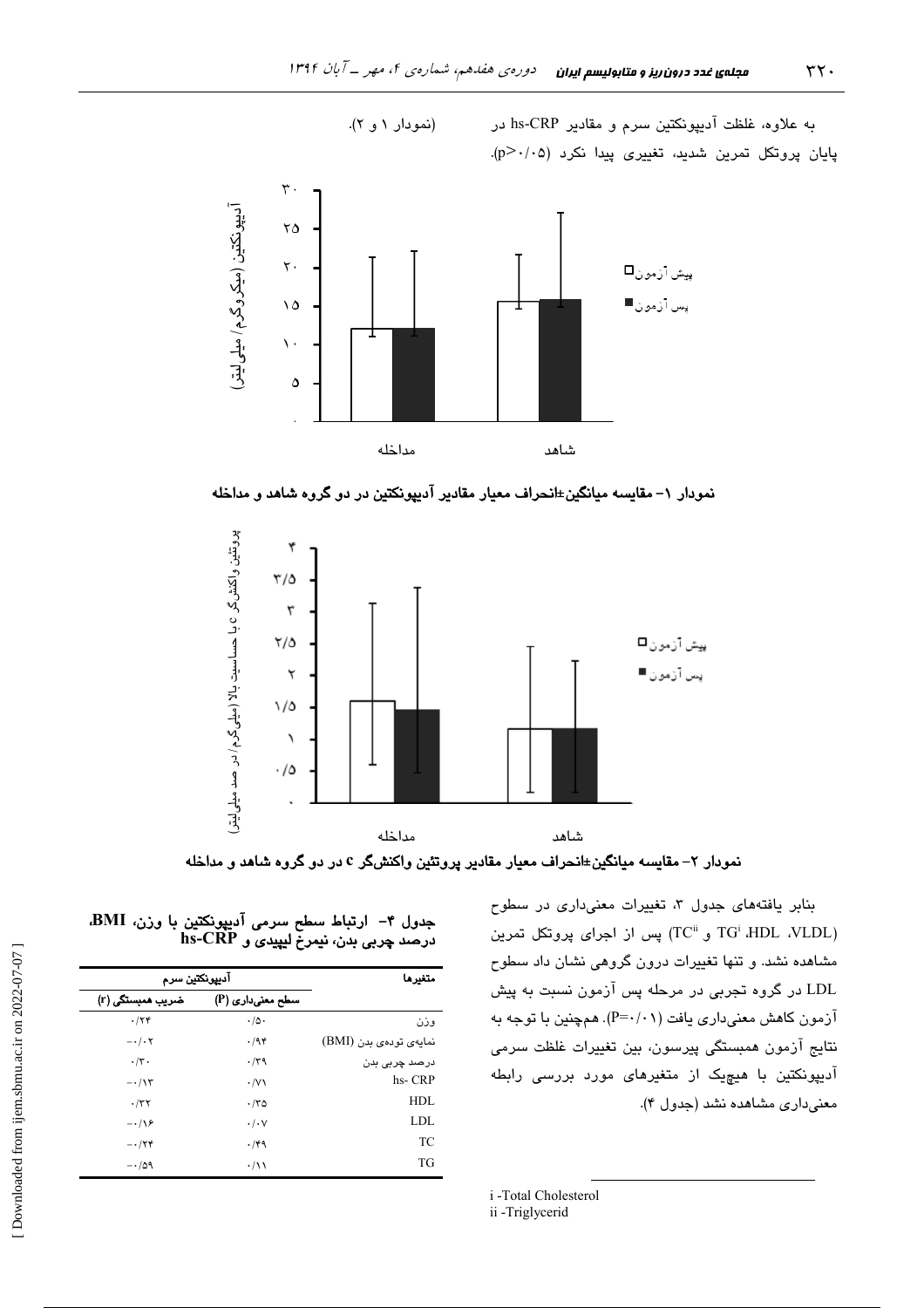به علاوه، غلظت آدیپونکتین سرم و مقادیر hs-CRP در پایان پروتکل تمرین شدید، تغییری پیدا نکرد (p>۰/۰۵) (نمودار ۱ و ۲).

**نمودار ۱- مقایسه میانگین±انحراف معیار مقادیر آدیپونکتین در دو گروه شاهد و مداخله**

**نمودار ۲- مقایسه میانگین±انحراف معیار مقادیر پروتئین واکنش‌گر c در دو گروه شاهد و مداخله**

بنابر یافته‌های جدول ۳، تغییرات معنی‌داری در سطوح (VLDL، HDL، TG[i] و TC[ii]) پس از اجرای پروتکل تمرین مشاهده نشد. و تنها تغییرات درون گروهی نشان داد سطوح LDL در گروه تجربی در مرحله پس آزمون نسبت به پیش آزمون کاهش معنی‌داری یافت (P=۰/۰۱). هم‌چنین با توجه به نتایج آزمون همبستگی پیرسون، بین تغییرات غلظت سرمی آدیپونکتین با هیچ‌یک از متغیرهای مورد بررسی رابطه معنی‌داری مشاهده نشد (جدول ۴).

**جدول ۴- ارتباط سطح سرمی آدیپونکتین با وزن، BMI، درصد چربی بدن، نیمرخ لیپیدی و hs-CRP**

| متغیرها | آدیپونکتین سرم | |
|---|---|---|
| | سطح معنی‌داری (P) | ضریب همبستگی (r) |
| وزن | ۰/۵۰ | ۰/۲۴ |
| نمایه‌ی توده‌ی بدن (BMI) | ۰/۹۴ | -۰/۰۲ |
| درصد چربی بدن | ۰/۳۹ | ۰/۳۰ |
| hs- CRP | ۰/۷۱ | -۰/۱۳ |
| HDL | ۰/۳۵ | ۰/۳۲ |
| LDL | ۰/۰۷ | -۰/۱۶ |
| TC | ۰/۴۹ | -۰/۲۴ |
| TG | ۰/۱۱ | -۰/۵۹ |

i -Total Cholesterol
ii -Triglycerid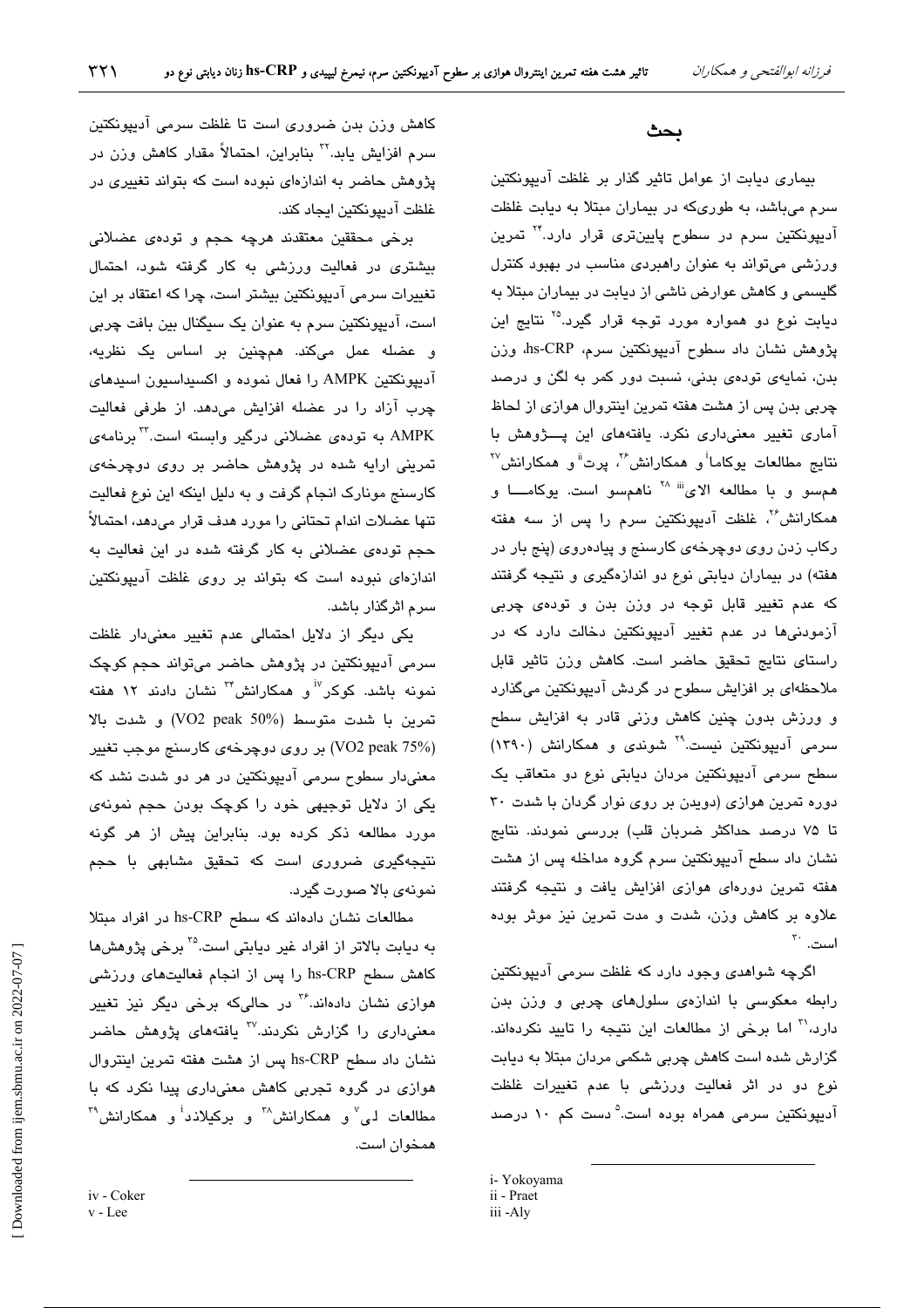## بحث

بیماری دیابت از عوامل تاثیر گذار بر غلظت آدیپونکتین سرم می‌باشد، به طوری‌که در بیماران مبتلا به دیابت غلظت آدیپونکتین سرم در سطوح پایین‌تری قرار دارد.[۲۴] تمرین ورزشی می‌تواند به عنوان راهبردی مناسب در بهبود کنترل گلیسمی و کاهش عوارض ناشی از دیابت در بیماران مبتلا به دیابت نوع دو همواره مورد توجه قرار گیرد.[۲۵] نتایج این پژوهش نشان داد سطوح آدیپونکتین سرم، hs-CRP، وزن بدن، نمایه‌ی توده‌ی بدنی، نسبت دور کمر به لگن و درصد چربی بدن پس از هشت هفته تمرین اینتروال هوازی از لحاظ آماری تغییر معنی‌داری نکرد. یافته‌های این پـــژوهش با نتایج مطالعات یوکاما[i] و همکارانش[۲۶]، پرت[ii] و همکارانش[۲۷] همسو و با مطالعه الای[iii] [۲۸] ناهمسو است. یوکامـــا و همکارانش[۲۶]، غلظت آدیپونکتین سرم را پس از سه هفته رکاب زدن روی دوچرخه‌ی کارسنج و پیاده‌روی (پنج بار در هفته) در بیماران دیابتی نوع دو اندازه‌گیری و نتیجه گرفتند که عدم تغییر قابل توجه در وزن بدن و توده‌ی چربی آزمودنی‌ها در عدم تغییر آدیپونکتین دخالت دارد که در راستای نتایج تحقیق حاضر است. کاهش وزن تاثیر قابل ملاحظه‌ای بر افزایش سطوح در گردش آدیپونکتین می‌گذارد و ورزش بدون چنین کاهش وزنی قادر به افزایش سطح سرمی آدیپونکتین نیست.[۲۹] شوندی و همکارانش (۱۳۹۰) سطح سرمی آدیپونکتین مردان دیابتی نوع دو متعاقب یک دوره تمرین هوازی (دویدن بر روی نوار گردان با شدت ۳۰ تا ۷۵ درصد حداکثر ضربان قلب) بررسی نمودند. نتایج نشان داد سطح آدیپونکتین سرم گروه مداخله پس از هشت هفته تمرین دوره‌ای هوازی افزایش یافت و نتیجه گرفتند علاوه بر کاهش وزن، شدت و مدت تمرین نیز موثر بوده است.[۳۰]

اگرچه شواهدی وجود دارد که غلظت سرمی آدیپونکتین رابطه معکوسی با اندازه‌ی سلول‌های چربی و وزن بدن دارد،[۳۱] اما برخی از مطالعات این نتیجه را تایید نکرده‌اند. گزارش شده است کاهش چربی شکمی مردان مبتلا به دیابت نوع دو در اثر فعالیت ورزشی با عدم تغییرات غلظت آدیپونکتین سرمی همراه بوده است.[۵] دست کم ۱۰ درصد کاهش وزن بدن ضروری است تا غلظت سرمی آدیپونکتین سرم افزایش یابد.[۳۲] بنابراین، احتمالاً مقدار کاهش وزن در پژوهش حاضر به اندازه‌ای نبوده است که بتواند تغییری در غلظت آدیپونکتین ایجاد کند.

برخی محققین معتقدند هرچه حجم و توده‌ی عضلانی بیشتری در فعالیت ورزشی به کار گرفته شود، احتمال تغییرات سرمی آدیپونکتین بیشتر است، چرا که اعتقاد بر این است، آدیپونکتین سرم به عنوان یک سیگنال بین بافت چربی و عضله عمل می‌کند. همچنین بر اساس یک نظریه، آدیپونکتین AMPK را فعال نموده و اکسیداسیون اسیدهای چرب آزاد را در عضله افزایش می‌دهد. از طرفی فعالیت AMPK به توده‌ی عضلانی درگیر وابسته است.[۳۳] برنامه‌ی تمرینی ارایه شده در پژوهش حاضر بر روی دوچرخه‌ی کارسنج مونارک انجام گرفت و به دلیل اینکه این نوع فعالیت تنها عضلات اندام تحتانی را مورد هدف قرار می‌دهد، احتمالاً حجم توده‌ی عضلانی به کار گرفته شده در این فعالیت به اندازه‌ای نبوده است که بتواند بر روی غلظت آدیپونکتین سرم اثرگذار باشد.

یکی دیگر از دلایل احتمالی عدم تغییر معنی‌دار غلظت سرمی آدیپونکتین در پژوهش حاضر می‌تواند حجم کوچک نمونه باشد. کوکر[iv] و همکارانش[۳۴] نشان دادند ۱۲ هفته تمرین با شدت متوسط (VO2 peak 50%) و شدت بالا (VO2 peak 75%) بر روی دوچرخه‌ی کارسنج موجب تغییر معنی‌دار سطوح سرمی آدیپونکتین در هر دو شدت نشد که یکی از دلایل توجیهی خود را کوچک بودن حجم نمونه‌ی مورد مطالعه ذکر کرده بود. بنابراین پیش از هر گونه نتیجه‌گیری ضروری است که تحقیق مشابهی با حجم نمونه‌ی بالا صورت گیرد.

مطالعات نشان داده‌اند که سطح hs-CRP در افراد مبتلا به دیابت بالاتر از افراد غیر دیابتی است.[۳۵] برخی پژوهش‌ها کاهش سطح hs-CRP را پس از انجام فعالیت‌های ورزشی هوازی نشان داده‌اند.[۳۶] در حالی‌که برخی دیگر نیز تغییر معنی‌داری را گزارش نکردند.[۳۷] یافته‌های پژوهش حاضر نشان داد سطح hs-CRP پس از هشت هفته تمرین اینتروال هوازی در گروه تجربی کاهش معنی‌داری پیدا نکرد که با مطالعات لی[v] و همکارانش[۳۸] و برکیلاند[vi] و همکارانش[۳۹] همخوان است.

---

i- Yokoyama
ii - Praet
iii -Aly
iv - Coker
v - Lee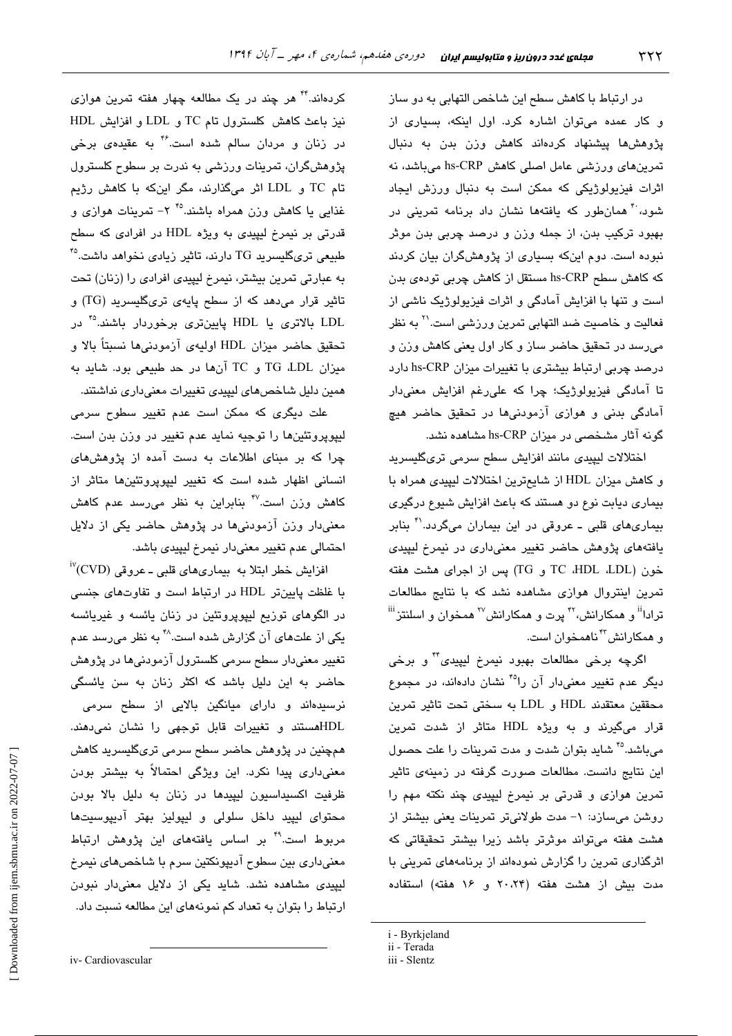در ارتباط با کاهش سطح این شاخص التهابی به دو ساز و کار عمده می‌توان اشاره کرد. اول اینکه، بسیاری از پژوهش‌ها پیشنهاد کرده‌اند کاهش وزن بدن به دنبال تمرین‌های ورزشی عامل اصلی کاهش hs-CRP می‌باشد، نه اثرات فیزیولوژیکی که ممکن است به دنبال ورزش ایجاد شود،[۴۰] همان‌طور که یافته‌ها نشان داد برنامه تمرینی در بهبود ترکیب بدن، از جمله وزن و درصد چربی بدن موثر نبوده است. دوم اینکه بسیاری از پژوهشگران بیان کردند که کاهش سطح hs-CRP مستقل از کاهش چربی توده‌ی بدن است و تنها با افزایش آمادگی و اثرات فیزیولوژیک ناشی از فعالیت و خاصیت ضد التهابی تمرین ورزشی است.[۲۱] به نظر می‌رسد در تحقیق حاضر ساز و کار اول یعنی کاهش وزن و درصد چربی ارتباط بیشتری با تغییرات میزان hs-CRP دارد تا آمادگی فیزیولوژیک؛ چرا که علی‌رغم افزایش معنی‌دار آمادگی بدنی و هوازی آزمودنی‌ها در تحقیق حاضر هیچ گونه آثار مشخصی در میزان hs-CRP مشاهده نشد.

اختلالات لیپیدی مانند افزایش سطح سرمی تری‌گلیسرید و کاهش میزان HDL از شایع‌ترین اختلالات لیپیدی همراه با بیماری دیابت نوع دو هستند که باعث افزایش شیوع درگیری بیماری‌های قلبی ـ عروقی در این بیماران می‌گردد.[۴۱] بنابر یافته‌های پژوهش حاضر تغییر معنی‌داری در نیمرخ لیپیدی خون (LDL، HDL، TC و TG) پس از اجرای هشت هفته تمرین اینتروال هوازی مشاهده نشد که با نتایج مطالعات ترادا[ii] و همکارانش،[۴۲] پرت و همکارانش[۲۷] همخوان و اسلنتز[iii] و همکارانش[۴۳] ناهمخوان است.

اگرچه برخی مطالعات بهبود نیمرخ لیپیدی[۴۴] و برخی دیگر عدم تغییر معنی‌دار آن را[۴۵] نشان داده‌اند، در مجموع محققین معتقدند HDL و LDL به سختی تحت تاثیر تمرین قرار می‌گیرند و به ویژه HDL متاثر از شدت تمرین می‌باشد.[۴۵] شاید بتوان شدت و مدت تمرینات را علت حصول این نتایج دانست. مطالعات صورت گرفته در زمینه‌ی تاثیر تمرین هوازی و قدرتی بر نیمرخ لیپیدی چند نکته مهم را روشن می‌سازد: ۱- مدت طولانی‌تر تمرینات یعنی بیشتر از هشت هفته می‌تواند موثرتر باشد زیرا بیشتر تحقیقاتی که اثرگذاری تمرین را گزارش نموده‌اند از برنامه‌های تمرینی با مدت بیش از هشت هفته (۲۰،۲۴ و ۱۶ هفته) استفاده کرده‌اند.[۴۴] هر چند در یک مطالعه چهار هفته تمرین هوازی نیز باعث کاهش کلسترول تام TC و LDL و افزایش HDL در زنان و مردان سالم شده است.[۴۶] به عقیده‌ی برخی پژوهشگران، تمرینات ورزشی به ندرت بر سطوح کلسترول تام TC و LDL اثر می‌گذارند، مگر اینکه با کاهش رژیم غذایی یا کاهش وزن همراه باشند.[۴۵] ۲- تمرینات هوازی و قدرتی بر نیمرخ لیپیدی به ویژه HDL در افرادی که سطح طبیعی تری‌گلیسرید TG دارند، تاثیر زیادی نخواهد داشت.[۴۵] به عبارتی تمرین بیشتر، نیمرخ لیپیدی افرادی را (زنان) تحت تاثیر قرار می‌دهد که از سطح پایه‌ی تری‌گلیسرید (TG) و LDL بالاتری یا HDL پایین‌تری برخوردار باشند.[۴۵] در تحقیق حاضر میزان HDL اولیه‌ی آزمودنی‌ها نسبتاً بالا و میزان LDL، TG و TC آن‌ها در حد طبیعی بود. شاید به همین دلیل شاخص‌های لیپیدی تغییرات معنی‌داری نداشتند.

علت دیگری که ممکن است عدم تغییر سطوح سرمی لیپوپروتئین‌ها را توجیه نماید عدم تغییر در وزن بدن است. چرا که بر مبنای اطلاعات به دست آمده از پژوهش‌های انسانی اظهار شده است که تغییر لیپوپروتئین‌ها متاثر از کاهش وزن است.[۴۷] بنابراین به نظر می‌رسد عدم کاهش معنی‌دار وزن آزمودنی‌ها در پژوهش حاضر یکی از دلایل احتمالی عدم تغییر معنی‌دار نیمرخ لیپیدی باشد.

افزایش خطر ابتلا به بیماری‌های قلبی ـ عروقی (CVD)[iv] با غلظت پایین‌تر HDL در ارتباط است و تفاوت‌های جنسی در الگوهای توزیع لیپوپروتئین در زنان یائسه و غیریائسه یکی از علت‌های آن گزارش شده است.[۴۸] به نظر می‌رسد عدم تغییر معنی‌دار سطح سرمی کلسترول آزمودنی‌ها در پژوهش حاضر به این دلیل باشد که اکثر زنان به سن یائسگی نرسیده‌اند و دارای میانگین بالایی از سطح سرمی HDLهستند و تغییرات قابل توجهی را نشان نمی‌دهند. همچنین در پژوهش حاضر سطح سرمی تری‌گلیسرید کاهش معنی‌داری پیدا نکرد. این ویژگی احتمالاً به بیشتر بودن ظرفیت اکسیداسیون لیپیدها در زنان به دلیل بالا بودن محتوای لیپید داخل سلولی و لیپولیز بهتر آدیپوسیت‌ها مربوط است.[۴۹] بر اساس یافته‌های این پژوهش ارتباط معنی‌داری بین سطوح آدیپونکتین سرم با شاخص‌های نیمرخ لیپیدی مشاهده نشد. شاید یکی از دلایل معنی‌دار نبودن ارتباط را بتوان به تعداد کم نمونه‌های این مطالعه نسبت داد.

---

i - Byrkjeland
ii - Terada
iii - Slentz
iv- Cardiovascular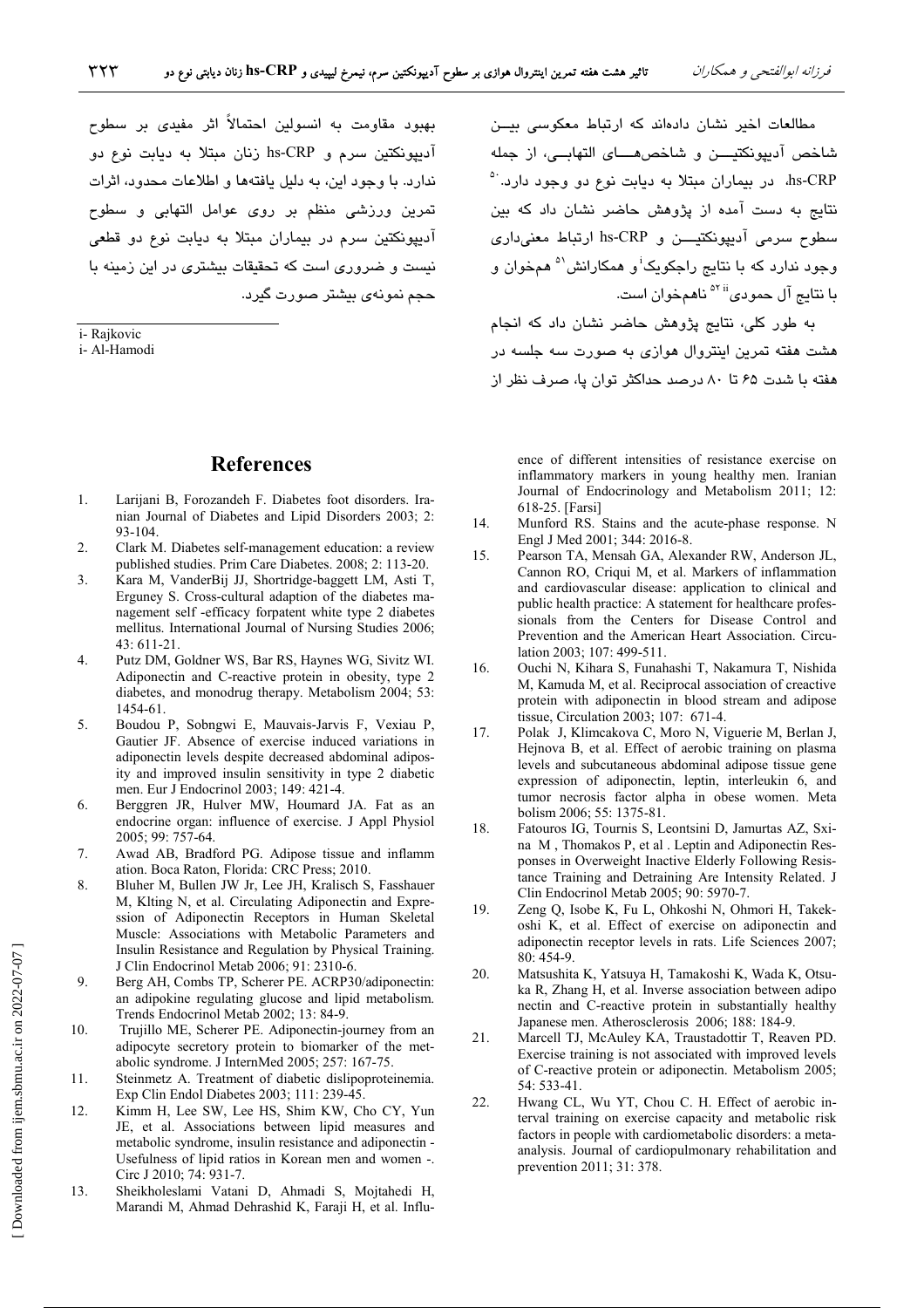مطالعات اخیر نشان داده‌اند که ارتباط معکوسی بین شاخص آدیپونکتین و شاخص‌های التهابی، از جمله hs-CRP، در بیماران مبتلا به دیابت نوع دو وجود دارد.[50] نتایج به دست آمده از پژوهش حاضر نشان داد که بین سطوح سرمی آدیپونکتین و hs-CRP ارتباط معنی‌داری وجود ندارد که با نتایج راجکویک[i] و همکارانش[51] همخوان و با نتایج آل حمودی[ii][52] ناهمخوان است.

به طور کلی، نتایج پژوهش حاضر نشان داد که انجام هشت هفته تمرین اینتروال هوازی به صورت سه جلسه در هفته با شدت ۶۵ تا ۸۰ درصد حداکثر توان پا، صرف نظر از بهبود مقاومت به انسولین احتمالاً اثر مفیدی بر سطوح آدیپونکتین سرم و hs-CRP زنان مبتلا به دیابت نوع دو ندارد. با وجود این، به دلیل یافته‌ها و اطلاعات محدود، اثرات تمرین ورزشی منظم بر روی عوامل التهابی و سطوح آدیپونکتین سرم در بیماران مبتلا به دیابت نوع دو قطعی نیست و ضروری است که تحقیقات بیشتری در این زمینه با حجم نمونه‌ی بیشتر صورت گیرد.

i- Rajkovic
i- Al-Hamodi

## References

1. Larijani B, Forozandeh F. Diabetes foot disorders. Iranian Journal of Diabetes and Lipid Disorders 2003; 2: 93-104.
2. Clark M. Diabetes self-management education: a review published studies. Prim Care Diabetes. 2008; 2: 113-20.
3. Kara M, VanderBij JJ, Shortridge-baggett LM, Asti T, Erguney S. Cross-cultural adaption of the diabetes management self -efficacy forpatent white type 2 diabetes mellitus. International Journal of Nursing Studies 2006; 43: 611-21.
4. Putz DM, Goldner WS, Bar RS, Haynes WG, Sivitz WI. Adiponectin and C-reactive protein in obesity, type 2 diabetes, and monodrug therapy. Metabolism 2004; 53: 1454-61.
5. Boudou P, Sobngwi E, Mauvais-Jarvis F, Vexiau P, Gautier JF. Absence of exercise induced variations in adiponectin levels despite decreased abdominal adiposity and improved insulin sensitivity in type 2 diabetic men. Eur J Endocrinol 2003; 149: 421-4.
6. Berggren JR, Hulver MW, Houmard JA. Fat as an endocrine organ: influence of exercise. J Appl Physiol 2005; 99: 757-64.
7. Awad AB, Bradford PG. Adipose tissue and inflamm ation. Boca Raton, Florida: CRC Press; 2010.
8. Bluher M, Bullen JW Jr, Lee JH, Kralisch S, Fasshauer M, Klting N, et al. Circulating Adiponectin and Expression of Adiponectin Receptors in Human Skeletal Muscle: Associations with Metabolic Parameters and Insulin Resistance and Regulation by Physical Training. J Clin Endocrinol Metab 2006; 91: 2310-6.
9. Berg AH, Combs TP, Scherer PE. ACRP30/adiponectin: an adipokine regulating glucose and lipid metabolism. Trends Endocrinol Metab 2002; 13: 84-9.
10. Trujillo ME, Scherer PE. Adiponectin-journey from an adipocyte secretory protein to biomarker of the metabolic syndrome. J InternMed 2005; 257: 167-75.
11. Steinmetz A. Treatment of diabetic dislipoproteinemia. Exp Clin Endol Diabetes 2003; 111: 239-45.
12. Kimm H, Lee SW, Lee HS, Shim KW, Cho CY, Yun JE, et al. Associations between lipid measures and metabolic syndrome, insulin resistance and adiponectin - Usefulness of lipid ratios in Korean men and women -. Circ J 2010; 74: 931-7.
13. Sheikholeslami Vatani D, Ahmadi S, Mojtahedi H, Marandi M, Ahmad Dehrashid K, Faraji H, et al. Influence of different intensities of resistance exercise on inflammatory markers in young healthy men. Iranian Journal of Endocrinology and Metabolism 2011; 12: 618-25. [Farsi]
14. Munford RS. Stains and the acute-phase response. N Engl J Med 2001; 344: 2016-8.
15. Pearson TA, Mensah GA, Alexander RW, Anderson JL, Cannon RO, Criqui M, et al. Markers of inflammation and cardiovascular disease: application to clinical and public health practice: A statement for healthcare professionals from the Centers for Disease Control and Prevention and the American Heart Association. Circulation 2003; 107: 499-511.
16. Ouchi N, Kihara S, Funahashi T, Nakamura T, Nishida M, Kamuda M, et al. Reciprocal association of creactive protein with adiponectin in blood stream and adipose tissue, Circulation 2003; 107: 671-4.
17. Polak J, Klimcakova C, Moro N, Viguerie M, Berlan J, Hejnova B, et al. Effect of aerobic training on plasma levels and subcutaneous abdominal adipose tissue gene expression of adiponectin, leptin, interleukin 6, and tumor necrosis factor alpha in obese women. Meta bolism 2006; 55: 1375-81.
18. Fatouros IG, Tournis S, Leontsini D, Jamurtas AZ, Sxina M , Thomakos P, et al . Leptin and Adiponectin Responses in Overweight Inactive Elderly Following Resistance Training and Detraining Are Intensity Related. J Clin Endocrinol Metab 2005; 90: 5970-7.
19. Zeng Q, Isobe K, Fu L, Ohkoshi N, Ohmori H, Takekoshi K, et al. Effect of exercise on adiponectin and adiponectin receptor levels in rats. Life Sciences 2007; 80: 454-9.
20. Matsushita K, Yatsuya H, Tamakoshi K, Wada K, Otsuka R, Zhang H, et al. Inverse association between adipo nectin and C-reactive protein in substantially healthy Japanese men. Atherosclerosis 2006; 188: 184-9.
21. Marcell TJ, McAuley KA, Traustadottir T, Reaven PD. Exercise training is not associated with improved levels of C-reactive protein or adiponectin. Metabolism 2005; 54: 533-41.
22. Hwang CL, Wu YT, Chou C. H. Effect of aerobic interval training on exercise capacity and metabolic risk factors in people with cardiometabolic disorders: a meta-analysis. Journal of cardiopulmonary rehabilitation and prevention 2011; 31: 378.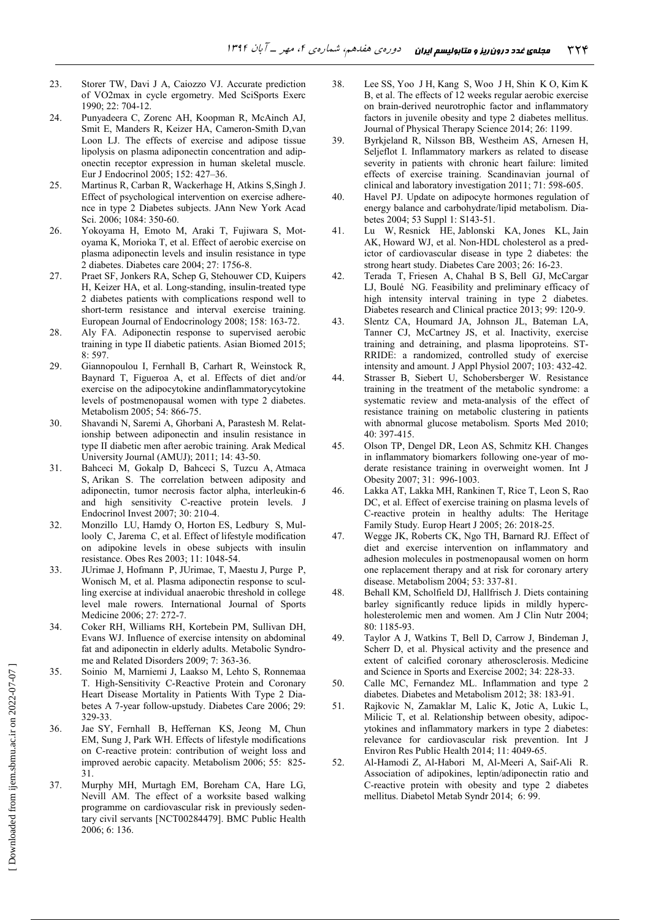23. Storer TW, Davi J A, Caiozzo VJ. Accurate prediction of VO2max in cycle ergometry. Med SciSports Exerc 1990; 22: 704-12.
24. Punyadeera C, Zorenc AH, Koopman R, McAinch AJ, Smit E, Manders R, Keizer HA, Cameron-Smith D,van Loon LJ. The effects of exercise and adipose tissue lipolysis on plasma adiponectin concentration and adiponectin receptor expression in human skeletal muscle. Eur J Endocrinol 2005; 152: 427–36.
25. Martinus R, Carban R, Wackerhage H, Atkins S,Singh J. Effect of psychological intervention on exercise adherence in type 2 Diabetes subjects. JAnn New York Acad Sci. 2006; 1084: 350-60.
26. Yokoyama H, Emoto M, Araki T, Fujiwara S, Motoyama K, Morioka T, et al. Effect of aerobic exercise on plasma adiponectin levels and insulin resistance in type 2 diabetes. Diabetes care 2004; 27: 1756-8.
27. Praet SF, Jonkers RA, Schep G, Stehouwer CD, Kuipers H, Keizer HA, et al. Long-standing, insulin-treated type 2 diabetes patients with complications respond well to short-term resistance and interval exercise training. European Journal of Endocrinology 2008; 158: 163-72.
28. Aly FA. Adiponectin response to supervised aerobic training in type II diabetic patients. Asian Biomed 2015; 8: 597.
29. Giannopoulou I, Fernhall B, Carhart R, Weinstock R, Baynard T, Figueroa A, et al. Effects of diet and/or exercise on the adipocytokine andinflammatorycytokine levels of postmenopausal women with type 2 diabetes. Metabolism 2005; 54: 866-75.
30. Shavandi N, Saremi A, Ghorbani A, Parastesh M. Relationship between adiponectin and insulin resistance in type II diabetic men after aerobic training. Arak Medical University Journal (AMUJ); 2011; 14: 43-50.
31. Bahceci M, Gokalp D, Bahceci S, Tuzcu A, Atmaca S, Arikan S. The correlation between adiposity and adiponectin, tumor necrosis factor alpha, interleukin-6 and high sensitivity C-reactive protein levels. J Endocrinol Invest 2007; 30: 210-4.
32. Monzillo LU, Hamdy O, Horton ES, Ledbury S, Mullooly C, Jarema C, et al. Effect of lifestyle modification on adipokine levels in obese subjects with insulin resistance. Obes Res 2003; 11: 1048-54.
33. JUrimae J, Hofmann P, JUrimae, T, Maestu J, Purge P, Wonisch M, et al. Plasma adiponectin response to sculling exercise at individual anaerobic threshold in college level male rowers. International Journal of Sports Medicine 2006; 27: 272-7.
34. Coker RH, Williams RH, Kortebein PM, Sullivan DH, Evans WJ. Influence of exercise intensity on abdominal fat and adiponectin in elderly adults. Metabolic Syndrome and Related Disorders 2009; 7: 363-36.
35. Soinio M, Marniemi J, Laakso M, Lehto S, Ronnemaa T. High-Sensitivity C-Reactive Protein and Coronary Heart Disease Mortality in Patients With Type 2 Diabetes A 7-year follow-upstudy. Diabetes Care 2006; 29: 329-33.
36. Jae SY, Fernhall B, Heffernan KS, Jeong M, Chun EM, Sung J, Park WH. Effects of lifestyle modifications on C-reactive protein: contribution of weight loss and improved aerobic capacity. Metabolism 2006; 55: 825-31.
37. Murphy MH, Murtagh EM, Boreham CA, Hare LG, Nevill AM. The effect of a worksite based walking programme on cardiovascular risk in previously sedentary civil servants [NCT00284479]. BMC Public Health 2006; 6: 136.
38. Lee SS, Yoo J H, Kang S, Woo J H, Shin K O, Kim K B, et al. The effects of 12 weeks regular aerobic exercise on brain-derived neurotrophic factor and inflammatory factors in juvenile obesity and type 2 diabetes mellitus. Journal of Physical Therapy Science 2014; 26: 1199.
39. Byrkjeland R, Nilsson BB, Westheim AS, Arnesen H, Seljeflot I. Inflammatory markers as related to disease severity in patients with chronic heart failure: limited effects of exercise training. Scandinavian journal of clinical and laboratory investigation 2011; 71: 598-605.
40. Havel PJ. Update on adipocyte hormones regulation of energy balance and carbohydrate/lipid metabolism. Diabetes 2004; 53 Suppl 1: S143-51.
41. Lu W, Resnick HE, Jablonski KA, Jones KL, Jain AK, Howard WJ, et al. Non-HDL cholesterol as a predictor of cardiovascular disease in type 2 diabetes: the strong heart study. Diabetes Care 2003; 26: 16-23.
42. Terada T, Friesen A, Chahal B S, Bell GJ, McCargar LJ, Boulé NG. Feasibility and preliminary efficacy of high intensity interval training in type 2 diabetes. Diabetes research and Clinical practice 2013; 99: 120-9.
43. Slentz CA, Houmard JA, Johnson JL, Bateman LA, Tanner CJ, McCartney JS, et al. Inactivity, exercise training and detraining, and plasma lipoproteins. STRRIDE: a randomized, controlled study of exercise intensity and amount. J Appl Physiol 2007; 103: 432-42.
44. Strasser B, Siebert U, Schobersberger W. Resistance training in the treatment of the metabolic syndrome: a systematic review and meta-analysis of the effect of resistance training on metabolic clustering in patients with abnormal glucose metabolism. Sports Med 2010; 40: 397-415.
45. Olson TP, Dengel DR, Leon AS, Schmitz KH. Changes in inflammatory biomarkers following one-year of moderate resistance training in overweight women. Int J Obesity 2007; 31: 996-1003.
46. Lakka AT, Lakka MH, Rankinen T, Rice T, Leon S, Rao DC, et al. Effect of exercise training on plasma levels of C-reactive protein in healthy adults: The Heritage Family Study. Europ Heart J 2005; 26: 2018-25.
47. Wegge JK, Roberts CK, Ngo TH, Barnard RJ. Effect of diet and exercise intervention on inflammatory and adhesion molecules in postmenopausal women on horm one replacement therapy and at risk for coronary artery disease. Metabolism 2004; 53: 337-81.
48. Behall KM, Scholfield DJ, Hallfrisch J. Diets containing barley significantly reduce lipids in mildly hypercholesterolemic men and women. Am J Clin Nutr 2004; 80: 1185-93.
49. Taylor A J, Watkins T, Bell D, Carrow J, Bindeman J, Scherr D, et al. Physical activity and the presence and extent of calcified coronary atherosclerosis. Medicine and Science in Sports and Exercise 2002; 34: 228-33.
50. Calle MC, Fernandez ML. Inflammation and type 2 diabetes. Diabetes and Metabolism 2012; 38: 183-91.
51. Rajkovic N, Zamaklar M, Lalic K, Jotic A, Lukic L, Milicic T, et al. Relationship between obesity, adipocytokines and inflammatory markers in type 2 diabetes: relevance for cardiovascular risk prevention. Int J Environ Res Public Health 2014; 11: 4049-65.
52. Al-Hamodi Z, Al-Habori M, Al-Meeri A, Saif-Ali R. Association of adipokines, leptin/adiponectin ratio and C-reactive protein with obesity and type 2 diabetes mellitus. Diabetol Metab Syndr 2014; 6: 99.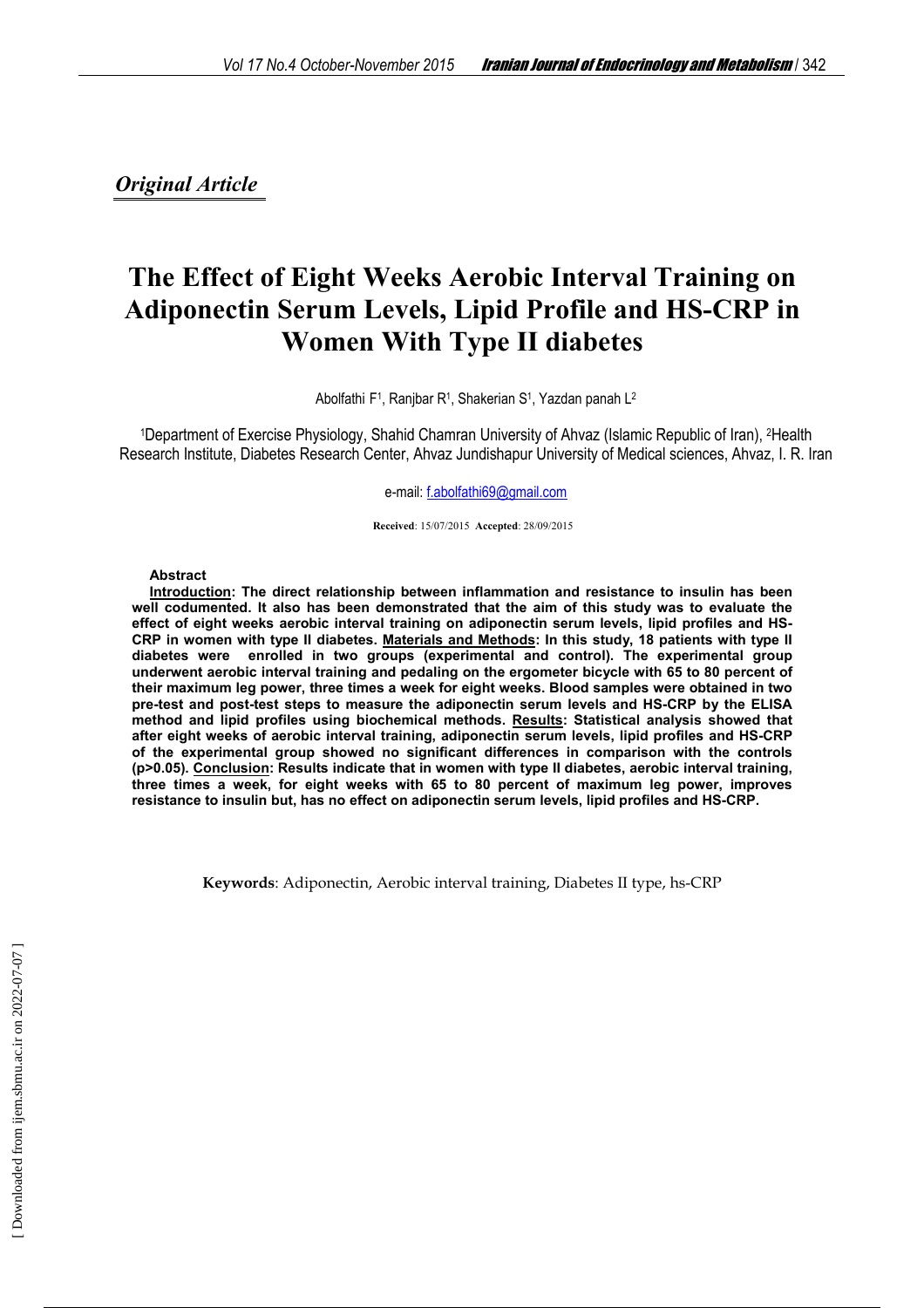*Original Article*

# The Effect of Eight Weeks Aerobic Interval Training on Adiponectin Serum Levels, Lipid Profile and HS-CRP in Women With Type II diabetes

Abolfathi F[1], Ranjbar R[1], Shakerian S[1], Yazdan panah L[2]

[1]Department of Exercise Physiology, Shahid Chamran University of Ahvaz (Islamic Republic of Iran), [2]Health Research Institute, Diabetes Research Center, Ahvaz Jundishapur University of Medical sciences, Ahvaz, I. R. Iran

e-mail: f.abolfathi69@gmail.com

**Received**: 15/07/2015 **Accepted**: 28/09/2015

**Abstract**

**Introduction: The direct relationship between inflammation and resistance to insulin has been well codumented. It also has been demonstrated that the aim of this study was to evaluate the effect of eight weeks aerobic interval training on adiponectin serum levels, lipid profiles and HS-CRP in women with type II diabetes. Materials and Methods: In this study, 18 patients with type II diabetes were enrolled in two groups (experimental and control). The experimental group underwent aerobic interval training and pedaling on the ergometer bicycle with 65 to 80 percent of their maximum leg power, three times a week for eight weeks. Blood samples were obtained in two pre-test and post-test steps to measure the adiponectin serum levels and HS-CRP by the ELISA method and lipid profiles using biochemical methods. Results: Statistical analysis showed that after eight weeks of aerobic interval training, adiponectin serum levels, lipid profiles and HS-CRP of the experimental group showed no significant differences in comparison with the controls (p>0.05). Conclusion: Results indicate that in women with type II diabetes, aerobic interval training, three times a week, for eight weeks with 65 to 80 percent of maximum leg power, improves resistance to insulin but, has no effect on adiponectin serum levels, lipid profiles and HS-CRP.**

**Keywords**: Adiponectin, Aerobic interval training, Diabetes II type, hs-CRP